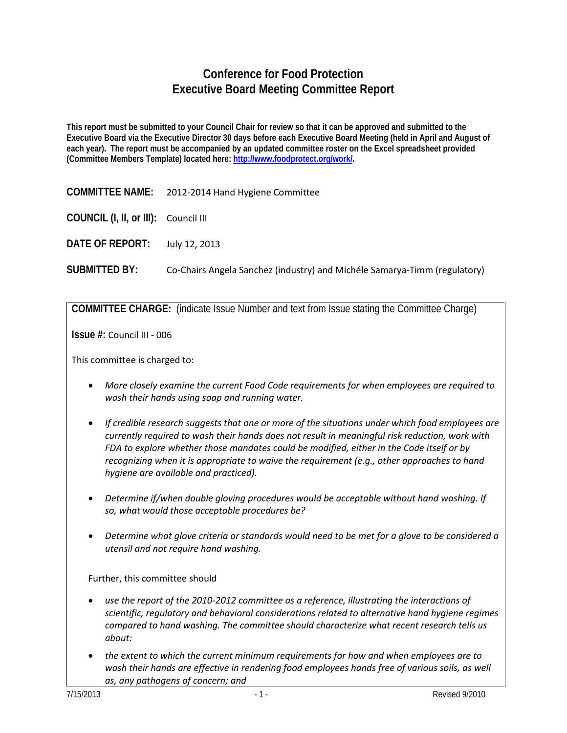# Conference for Food Protection
# Executive Board Meeting Committee Report

**This report must be submitted to your Council Chair for review so that it can be approved and submitted to the Executive Board via the Executive Director 30 days before each Executive Board Meeting (held in April and August of each year). The report must be accompanied by an updated committee roster on the Excel spreadsheet provided (Committee Members Template) located here: http://www.foodprotect.org/work/.**

**COMMITTEE NAME:** 2012-2014 Hand Hygiene Committee

**COUNCIL (I, II, or III):** Council III

**DATE OF REPORT:** July 12, 2013

**SUBMITTED BY:** Co-Chairs Angela Sanchez (industry) and Michéle Samarya-Timm (regulatory)

**COMMITTEE CHARGE:** (indicate Issue Number and text from Issue stating the Committee Charge)

**Issue #:** Council III - 006

This committee is charged to:

- *More closely examine the current Food Code requirements for when employees are required to wash their hands using soap and running water.*
- *If credible research suggests that one or more of the situations under which food employees are currently required to wash their hands does not result in meaningful risk reduction, work with FDA to explore whether those mandates could be modified, either in the Code itself or by recognizing when it is appropriate to waive the requirement (e.g., other approaches to hand hygiene are available and practiced).*
- *Determine if/when double gloving procedures would be acceptable without hand washing. If so, what would those acceptable procedures be?*
- *Determine what glove criteria or standards would need to be met for a glove to be considered a utensil and not require hand washing.*

Further, this committee should

- *use the report of the 2010-2012 committee as a reference, illustrating the interactions of scientific, regulatory and behavioral considerations related to alternative hand hygiene regimes compared to hand washing. The committee should characterize what recent research tells us about:*
- *the extent to which the current minimum requirements for how and when employees are to wash their hands are effective in rendering food employees hands free of various soils, as well as, any pathogens of concern; and*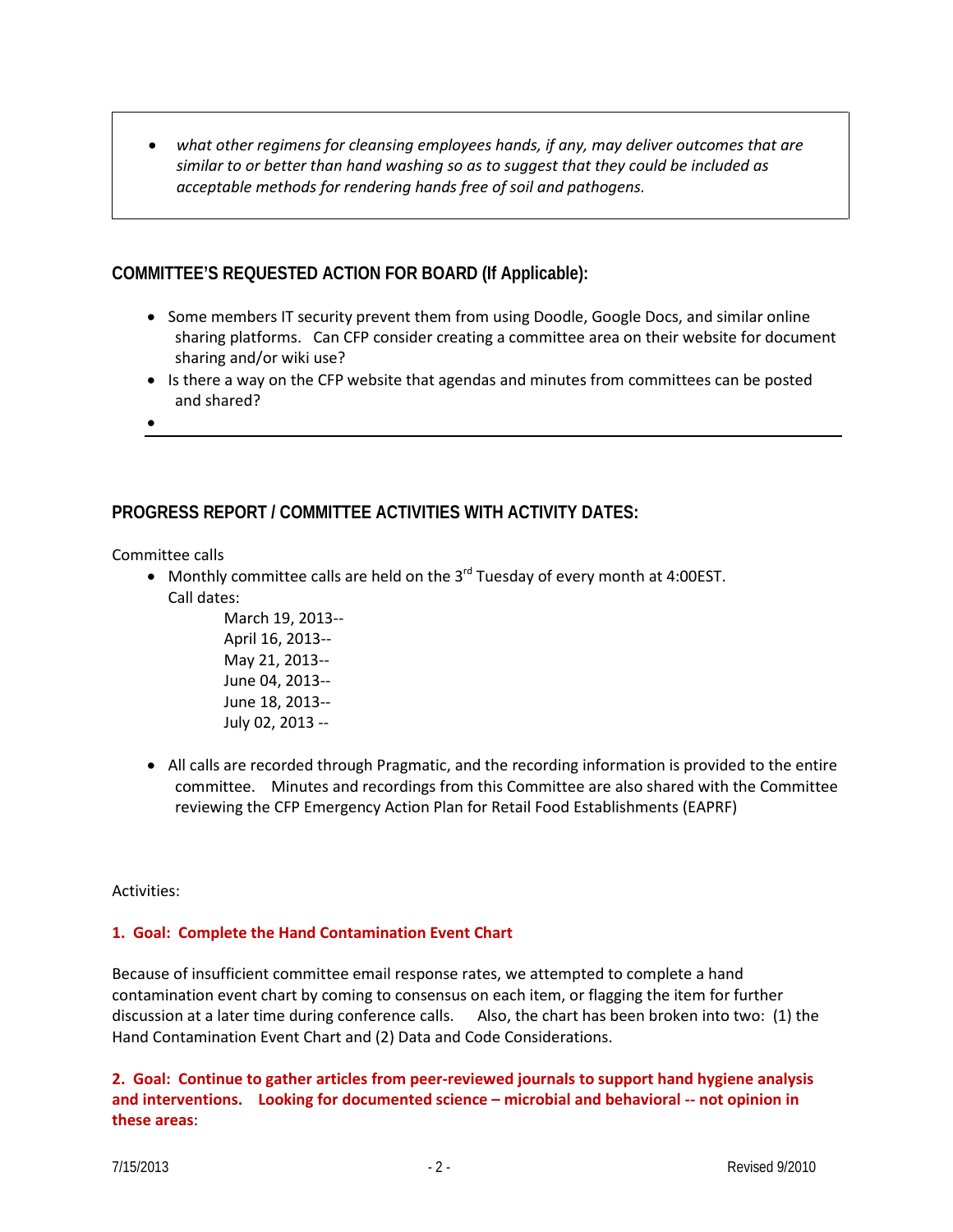- *what other regimens for cleansing employees hands, if any, may deliver outcomes that are similar to or better than hand washing so as to suggest that they could be included as acceptable methods for rendering hands free of soil and pathogens.*

## COMMITTEE'S REQUESTED ACTION FOR BOARD (If Applicable):

- Some members IT security prevent them from using Doodle, Google Docs, and similar online sharing platforms. Can CFP consider creating a committee area on their website for document sharing and/or wiki use?
- Is there a way on the CFP website that agendas and minutes from committees can be posted and shared?
-

## PROGRESS REPORT / COMMITTEE ACTIVITIES WITH ACTIVITY DATES:

Committee calls

- Monthly committee calls are held on the 3rd Tuesday of every month at 4:00EST.
  Call dates:
  - March 19, 2013--
  - April 16, 2013--
  - May 21, 2013--
  - June 04, 2013--
  - June 18, 2013--
  - July 02, 2013 --
- All calls are recorded through Pragmatic, and the recording information is provided to the entire committee. Minutes and recordings from this Committee are also shared with the Committee reviewing the CFP Emergency Action Plan for Retail Food Establishments (EAPRF)

Activities:

**1. Goal: Complete the Hand Contamination Event Chart**

Because of insufficient committee email response rates, we attempted to complete a hand contamination event chart by coming to consensus on each item, or flagging the item for further discussion at a later time during conference calls. Also, the chart has been broken into two: (1) the Hand Contamination Event Chart and (2) Data and Code Considerations.

**2. Goal: Continue to gather articles from peer-reviewed journals to support hand hygiene analysis and interventions. Looking for documented science – microbial and behavioral -- not opinion in these areas**: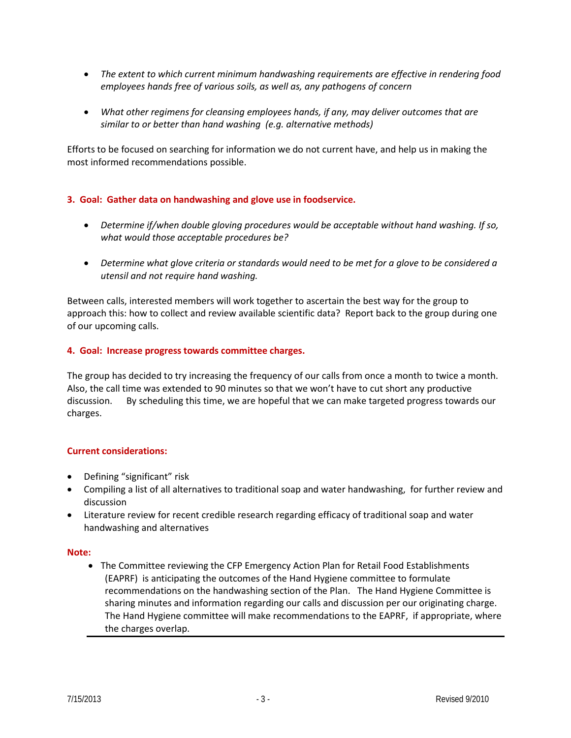- *The extent to which current minimum handwashing requirements are effective in rendering food employees hands free of various soils, as well as, any pathogens of concern*

- *What other regimens for cleansing employees hands, if any, may deliver outcomes that are similar to or better than hand washing (e.g. alternative methods)*

Efforts to be focused on searching for information we do not current have, and help us in making the most informed recommendations possible.

**3. Goal: Gather data on handwashing and glove use in foodservice.**

- *Determine if/when double gloving procedures would be acceptable without hand washing. If so, what would those acceptable procedures be?*

- *Determine what glove criteria or standards would need to be met for a glove to be considered a utensil and not require hand washing.*

Between calls, interested members will work together to ascertain the best way for the group to approach this: how to collect and review available scientific data? Report back to the group during one of our upcoming calls.

**4. Goal: Increase progress towards committee charges.**

The group has decided to try increasing the frequency of our calls from once a month to twice a month. Also, the call time was extended to 90 minutes so that we won't have to cut short any productive discussion. By scheduling this time, we are hopeful that we can make targeted progress towards our charges.

**Current considerations:**

- Defining "significant" risk
- Compiling a list of all alternatives to traditional soap and water handwashing, for further review and discussion
- Literature review for recent credible research regarding efficacy of traditional soap and water handwashing and alternatives

**Note:**

- The Committee reviewing the CFP Emergency Action Plan for Retail Food Establishments (EAPRF) is anticipating the outcomes of the Hand Hygiene committee to formulate recommendations on the handwashing section of the Plan. The Hand Hygiene Committee is sharing minutes and information regarding our calls and discussion per our originating charge. The Hand Hygiene committee will make recommendations to the EAPRF, if appropriate, where the charges overlap.